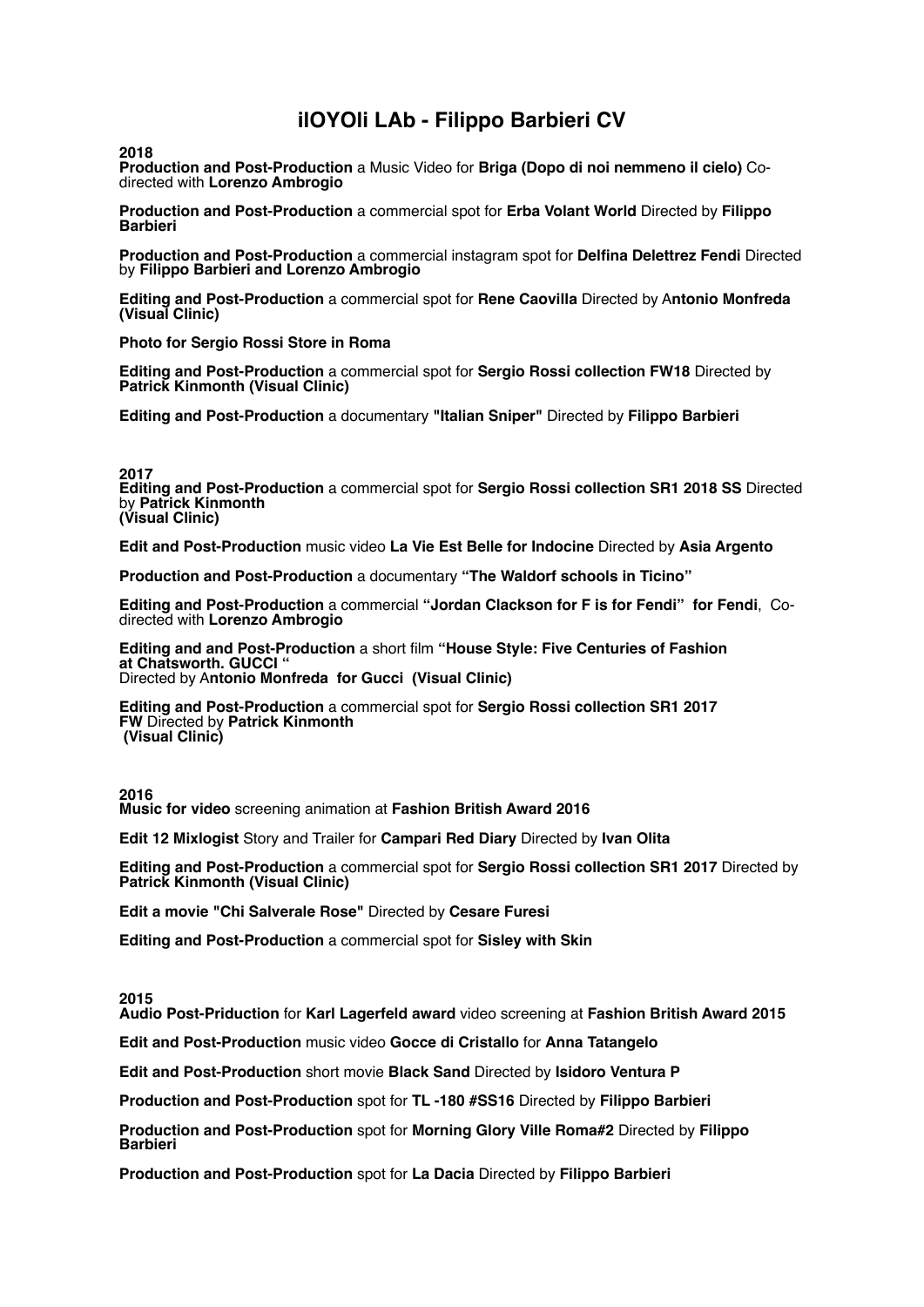# ilOYOli LAb - Filippo Barbieri CV

**2018**

**Production and Post-Production** a Music Video for **Briga (Dopo di noi nemmeno il cielo)** Co-directed with **Lorenzo Ambrogio**

**Production and Post-Production** a commercial spot for **Erba Volant World** Directed by **Filippo Barbieri**

**Production and Post-Production** a commercial instagram spot for **Delfina Delettrez Fendi** Directed by **Filippo Barbieri and Lorenzo Ambrogio**

**Editing and Post-Production** a commercial spot for **Rene Caovilla** Directed by A**ntonio Monfreda (Visual Clinic)**

**Photo for Sergio Rossi Store in Roma**

**Editing and Post-Production** a commercial spot for **Sergio Rossi collection FW18** Directed by **Patrick Kinmonth (Visual Clinic)**

**Editing and Post-Production** a documentary **"Italian Sniper"** Directed by **Filippo Barbieri**

**2017**

**Editing and Post-Production** a commercial spot for **Sergio Rossi collection SR1 2018 SS** Directed by **Patrick Kinmonth (Visual Clinic)**

**Edit and Post-Production** music video **La Vie Est Belle for Indocine** Directed by **Asia Argento**

**Production and Post-Production** a documentary **"The Waldorf schools in Ticino"**

**Editing and Post-Production** a commercial **"Jordan Clackson for F is for Fendi" for Fendi**, Co-directed with **Lorenzo Ambrogio**

**Editing and and Post-Production** a short film **"House Style: Five Centuries of Fashion at Chatsworth. GUCCI "** Directed by A**ntonio Monfreda for Gucci (Visual Clinic)**

**Editing and Post-Production** a commercial spot for **Sergio Rossi collection SR1 2017 FW** Directed by **Patrick Kinmonth (Visual Clinic)**

**2016**

**Music for video** screening animation at **Fashion British Award 2016**

**Edit 12 Mixlogist** Story and Trailer for **Campari Red Diary** Directed by **Ivan Olita**

**Editing and Post-Production** a commercial spot for **Sergio Rossi collection SR1 2017** Directed by **Patrick Kinmonth (Visual Clinic)**

**Edit a movie "Chi Salverale Rose"** Directed by **Cesare Furesi**

**Editing and Post-Production** a commercial spot for **Sisley with Skin**

**2015**

**Audio Post-Priduction** for **Karl Lagerfeld award** video screening at **Fashion British Award 2015**

**Edit and Post-Production** music video **Gocce di Cristallo** for **Anna Tatangelo**

**Edit and Post-Production** short movie **Black Sand** Directed by **Isidoro Ventura P**

**Production and Post-Production** spot for **TL -180 #SS16** Directed by **Filippo Barbieri**

**Production and Post-Production** spot for **Morning Glory Ville Roma#2** Directed by **Filippo Barbieri**

**Production and Post-Production** spot for **La Dacia** Directed by **Filippo Barbieri**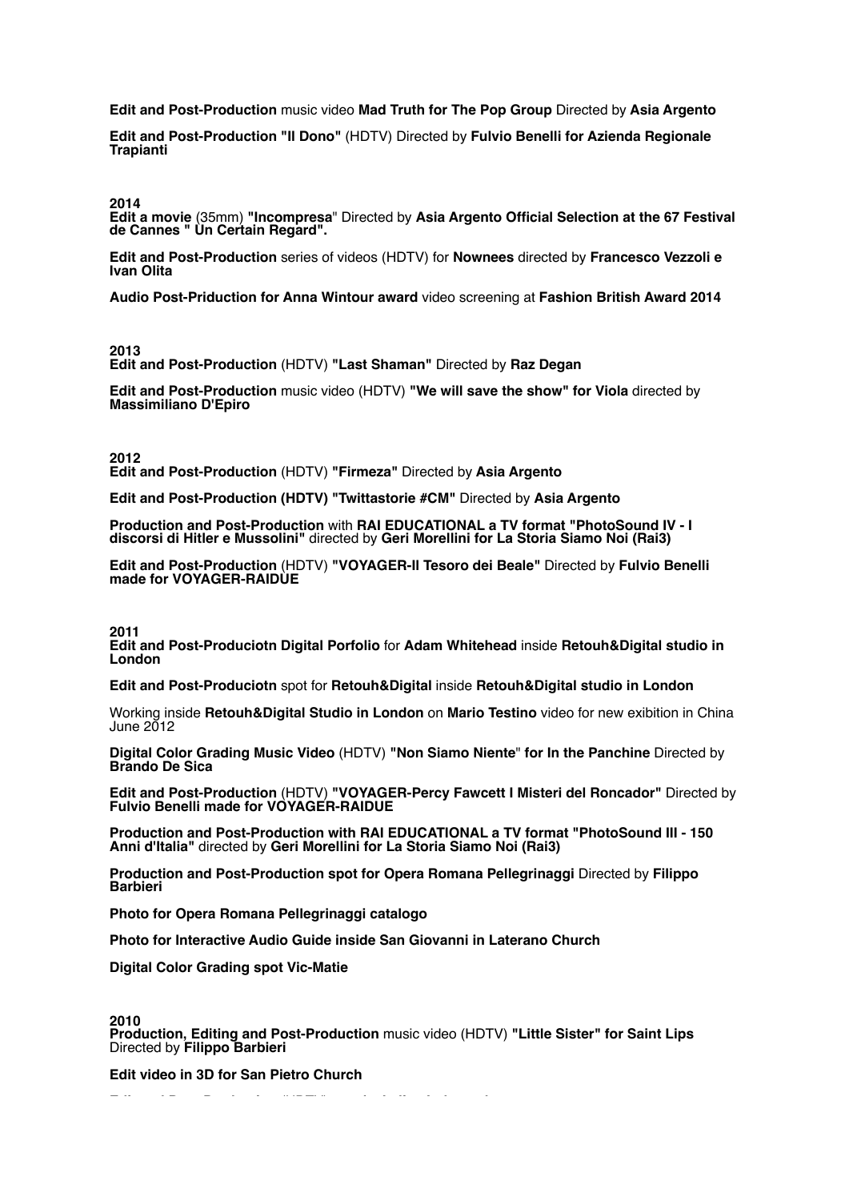**Edit and Post-Production** music video **Mad Truth for The Pop Group** Directed by **Asia Argento**

**Edit and Post-Production "Il Dono"** (HDTV) Directed by **Fulvio Benelli for Azienda Regionale Trapianti**

**2014**

**Edit a movie** (35mm) **"Incompresa**" Directed by **Asia Argento Official Selection at the 67 Festival de Cannes " Un Certain Regard".**

**Edit and Post-Production** series of videos (HDTV) for **Nownees** directed by **Francesco Vezzoli e Ivan Olita**

**Audio Post-Priduction for Anna Wintour award** video screening at **Fashion British Award 2014**

**2013**

**Edit and Post-Production** (HDTV) **"Last Shaman"** Directed by **Raz Degan**

**Edit and Post-Production** music video (HDTV) **"We will save the show" for Viola** directed by **Massimiliano D'Epiro**

**2012**

**Edit and Post-Production** (HDTV) **"Firmeza"** Directed by **Asia Argento**

**Edit and Post-Production (HDTV) "Twittastorie #CM"** Directed by **Asia Argento**

**Production and Post-Production** with **RAI EDUCATIONAL a TV format "PhotoSound IV - I discorsi di Hitler e Mussolini"** directed by **Geri Morellini for La Storia Siamo Noi (Rai3)**

**Edit and Post-Production** (HDTV) **"VOYAGER-Il Tesoro dei Beale"** Directed by **Fulvio Benelli made for VOYAGER-RAIDUE**

**2011**

**Edit and Post-Produciotn Digital Porfolio** for **Adam Whitehead** inside **Retouh&Digital studio in London**

**Edit and Post-Produciotn** spot for **Retouh&Digital** inside **Retouh&Digital studio in London**

Working inside **Retouh&Digital Studio in London** on **Mario Testino** video for new exibition in China June 2012

**Digital Color Grading Music Video** (HDTV) **"Non Siamo Niente**" **for In the Panchine** Directed by **Brando De Sica**

**Edit and Post-Production** (HDTV) **"VOYAGER-Percy Fawcett I Misteri del Roncador"** Directed by **Fulvio Benelli made for VOYAGER-RAIDUE**

**Production and Post-Production with RAI EDUCATIONAL a TV format "PhotoSound III - 150 Anni d'Italia"** directed by **Geri Morellini for La Storia Siamo Noi (Rai3)**

**Production and Post-Production spot for Opera Romana Pellegrinaggi** Directed by **Filippo Barbieri**

**Photo for Opera Romana Pellegrinaggi catalogo**

**Photo for Interactive Audio Guide inside San Giovanni in Laterano Church**

**Digital Color Grading spot Vic-Matie**

**2010**

**Production, Editing and Post-Production** music video (HDTV) **"Little Sister" for Saint Lips** Directed by **Filippo Barbieri**

**Edit video in 3D for San Pietro Church**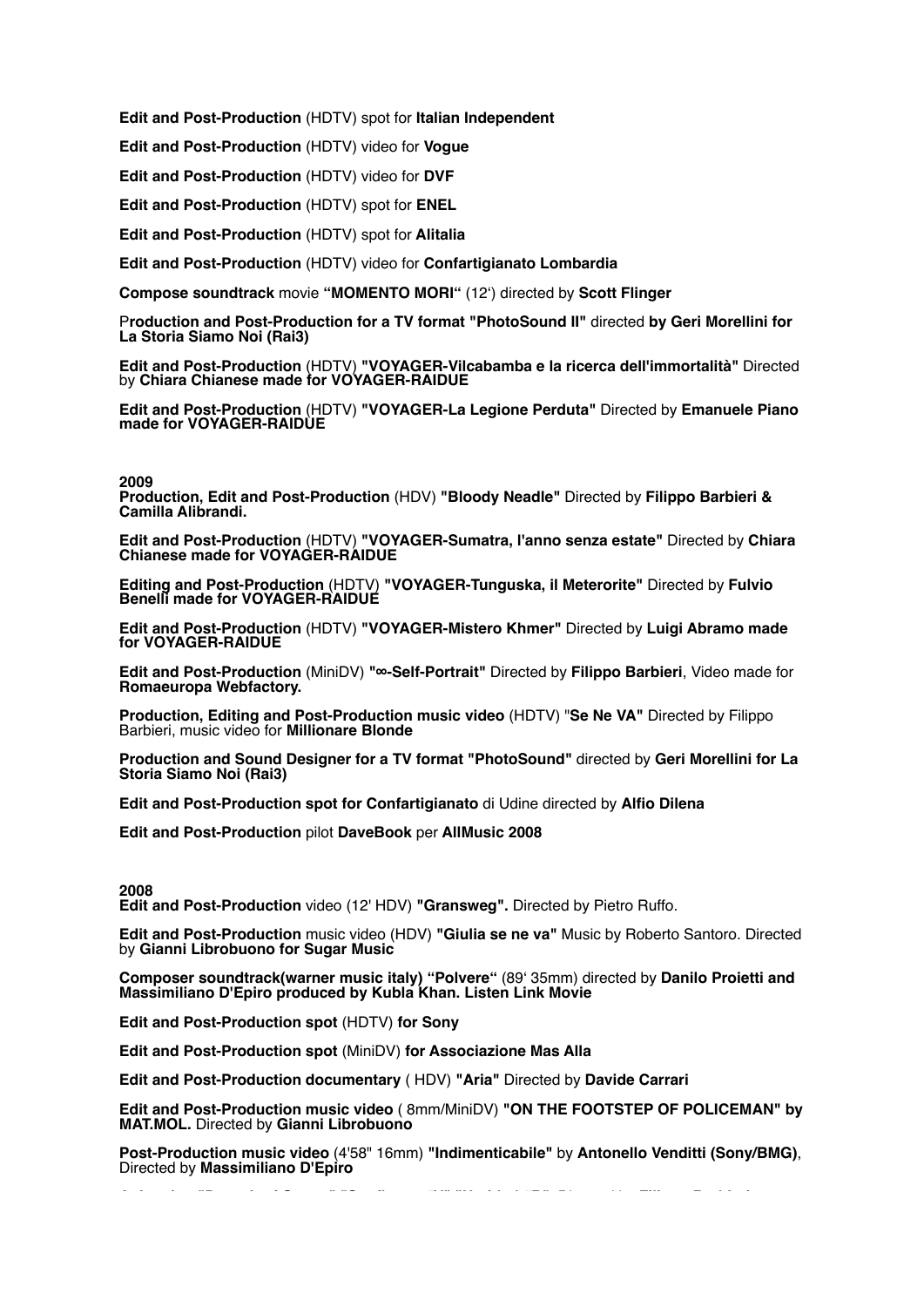**Edit and Post-Production** (HDTV) spot for **Italian Independent**

**Edit and Post-Production** (HDTV) video for **Vogue**

**Edit and Post-Production** (HDTV) video for **DVF**

**Edit and Post-Production** (HDTV) spot for **ENEL**

**Edit and Post-Production** (HDTV) spot for **Alitalia**

**Edit and Post-Production** (HDTV) video for **Confartigianato Lombardia**

**Compose soundtrack** movie **"MOMENTO MORI"** (12') directed by **Scott Flinger**

P**roduction and Post-Production for a TV format "PhotoSound II"** directed **by Geri Morellini for La Storia Siamo Noi (Rai3)**

**Edit and Post-Production** (HDTV) **"VOYAGER-Vilcabamba e la ricerca dell'immortalità"** Directed by **Chiara Chianese made for VOYAGER-RAIDUE**

**Edit and Post-Production** (HDTV) **"VOYAGER-La Legione Perduta"** Directed by **Emanuele Piano made for VOYAGER-RAIDUE**

**2009**

**Production, Edit and Post-Production** (HDV) **"Bloody Neadle"** Directed by **Filippo Barbieri & Camilla Alibrandi.**

**Edit and Post-Production** (HDTV) **"VOYAGER-Sumatra, l'anno senza estate"** Directed by **Chiara Chianese made for VOYAGER-RAIDUE**

**Editing and Post-Production** (HDTV) **"VOYAGER-Tunguska, il Meterorite"** Directed by **Fulvio Benelli made for VOYAGER-RAIDUE**

**Edit and Post-Production** (HDTV) **"VOYAGER-Mistero Khmer"** Directed by **Luigi Abramo made for VOYAGER-RAIDUE**

**Edit and Post-Production** (MiniDV) **"∞-Self-Portrait"** Directed by **Filippo Barbieri**, Video made for **Romaeuropa Webfactory.**

**Production, Editing and Post-Production music video** (HDTV) "**Se Ne VA"** Directed by Filippo Barbieri, music video for **Millionare Blonde**

**Production and Sound Designer for a TV format "PhotoSound"** directed by **Geri Morellini for La Storia Siamo Noi (Rai3)**

**Edit and Post-Production spot for Confartigianato** di Udine directed by **Alfio Dilena**

**Edit and Post-Production** pilot **DaveBook** per **AllMusic 2008**

**2008**

**Edit and Post-Production** video (12' HDV) **"Gransweg".** Directed by Pietro Ruffo.

**Edit and Post-Production** music video (HDV) **"Giulia se ne va"** Music by Roberto Santoro. Directed by **Gianni Librobuono for Sugar Music**

**Composer soundtrack(warner music italy) "Polvere"** (89' 35mm) directed by **Danilo Proietti and Massimiliano D'Epiro produced by Kubla Khan. Listen Link Movie**

**Edit and Post-Production spot** (HDTV) **for Sony**

**Edit and Post-Production spot** (MiniDV) **for Associazione Mas Alla**

**Edit and Post-Production documentary** ( HDV) **"Aria"** Directed by **Davide Carrari**

**Edit and Post-Production music video** ( 8mm/MiniDV) **"ON THE FOOTSTEP OF POLICEMAN" by MAT.MOL.** Directed by **Gianni Librobuono**

**Post-Production music video** (4'58" 16mm) **"Indimenticabile"** by **Antonello Venditti (Sony/BMG)**, Directed by **Massimiliano D'Epiro**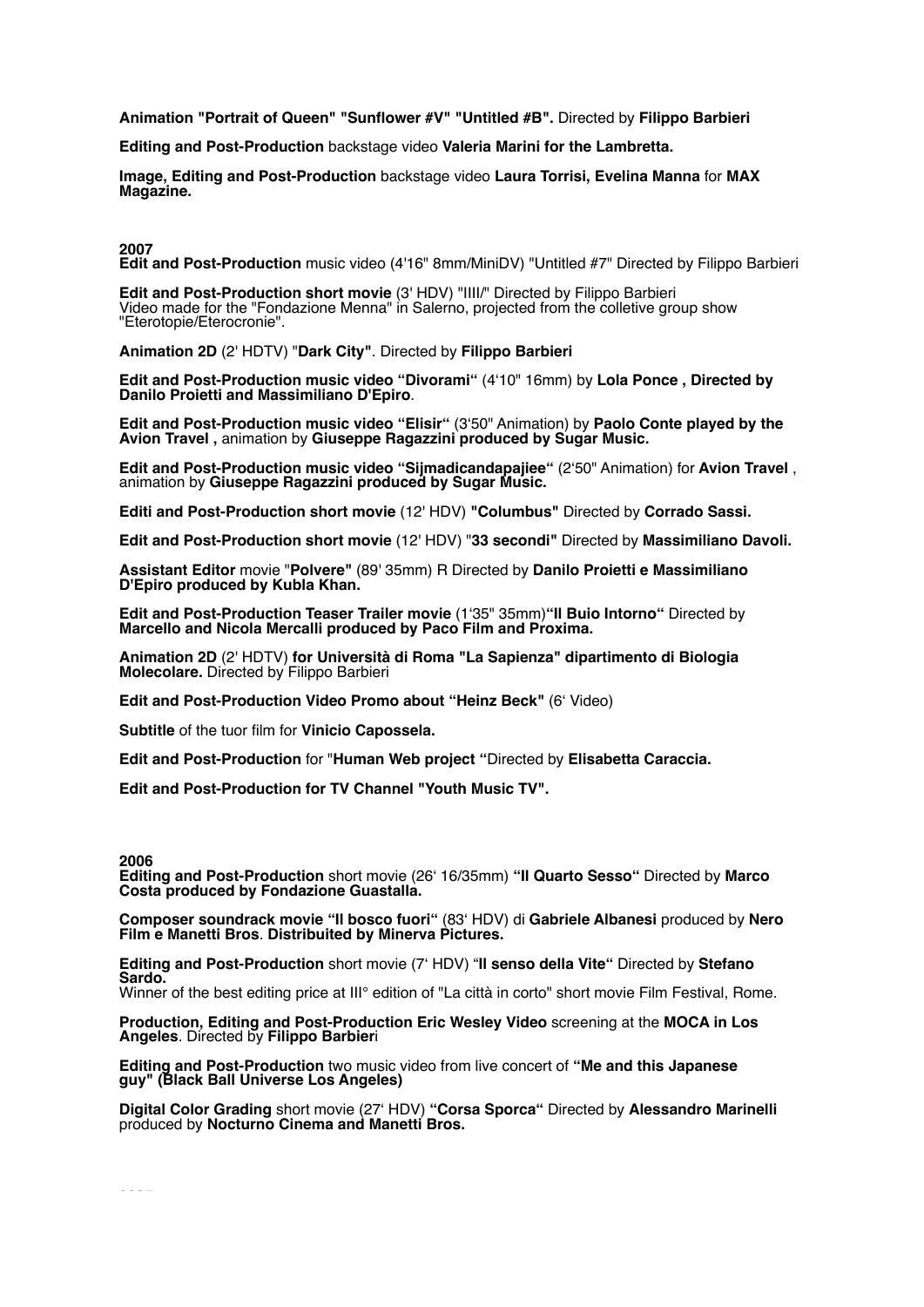**Animation "Portrait of Queen" "Sunflower #V" "Untitled #B".** Directed by **Filippo Barbieri**

**Editing and Post-Production** backstage video **Valeria Marini for the Lambretta.**

**Image, Editing and Post-Production** backstage video **Laura Torrisi, Evelina Manna** for **MAX Magazine.**

**2007**

**Edit and Post-Production** music video (4'16" 8mm/MiniDV) "Untitled #7" Directed by Filippo Barbieri

**Edit and Post-Production short movie** (3' HDV) "IIII/" Directed by Filippo Barbieri
Video made for the "Fondazione Menna" in Salerno, projected from the colletive group show "Eterotopie/Eterocronie".

**Animation 2D** (2' HDTV) "**Dark City"**. Directed by **Filippo Barbieri**

**Edit and Post-Production music video "Divorami"** (4'10" 16mm) by **Lola Ponce , Directed by Danilo Proietti and Massimiliano D'Epiro**.

**Edit and Post-Production music video "Elisir"** (3'50" Animation) by **Paolo Conte played by the Avion Travel ,** animation by **Giuseppe Ragazzini produced by Sugar Music.**

**Edit and Post-Production music video "Sijmadicandapajiee"** (2'50" Animation) for **Avion Travel** , animation by **Giuseppe Ragazzini produced by Sugar Music.**

**Editi and Post-Production short movie** (12' HDV) **"Columbus"** Directed by **Corrado Sassi.**

**Edit and Post-Production short movie** (12' HDV) "**33 secondi"** Directed by **Massimiliano Davoli.**

**Assistant Editor** movie "**Polvere"** (89' 35mm) R Directed by **Danilo Proietti e Massimiliano D'Epiro produced by Kubla Khan.**

**Edit and Post-Production Teaser Trailer movie** (1'35" 35mm)**"Il Buio Intorno"** Directed by **Marcello and Nicola Mercalli produced by Paco Film and Proxima.**

**Animation 2D** (2' HDTV) **for Università di Roma "La Sapienza" dipartimento di Biologia Molecolare.** Directed by Filippo Barbieri

**Edit and Post-Production Video Promo about "Heinz Beck"** (6' Video)

**Subtitle** of the tuor film for **Vinicio Capossela.**

**Edit and Post-Production** for "**Human Web project "**Directed by **Elisabetta Caraccia.**

**Edit and Post-Production for TV Channel "Youth Music TV".**

**2006**

**Editing and Post-Production** short movie (26' 16/35mm) **"Il Quarto Sesso"** Directed by **Marco Costa produced by Fondazione Guastalla.**

**Composer soundrack movie "Il bosco fuori"** (83' HDV) di **Gabriele Albanesi** produced by **Nero Film e Manetti Bros**. **Distribuited by Minerva Pictures.**

**Editing and Post-Production** short movie (7' HDV) "**Il senso della Vite"** Directed by **Stefano Sardo.**
Winner of the best editing price at III° edition of "La città in corto" short movie Film Festival, Rome.

**Production, Editing and Post-Production Eric Wesley Video** screening at the **MOCA in Los Angeles**. Directed by **Filippo Barbieri**

**Editing and Post-Production** two music video from live concert of **"Me and this Japanese guy" (Black Ball Universe Los Angeles)**

**Digital Color Grading** short movie (27' HDV) **"Corsa Sporca"** Directed by **Alessandro Marinelli** produced by **Nocturno Cinema and Manetti Bros.**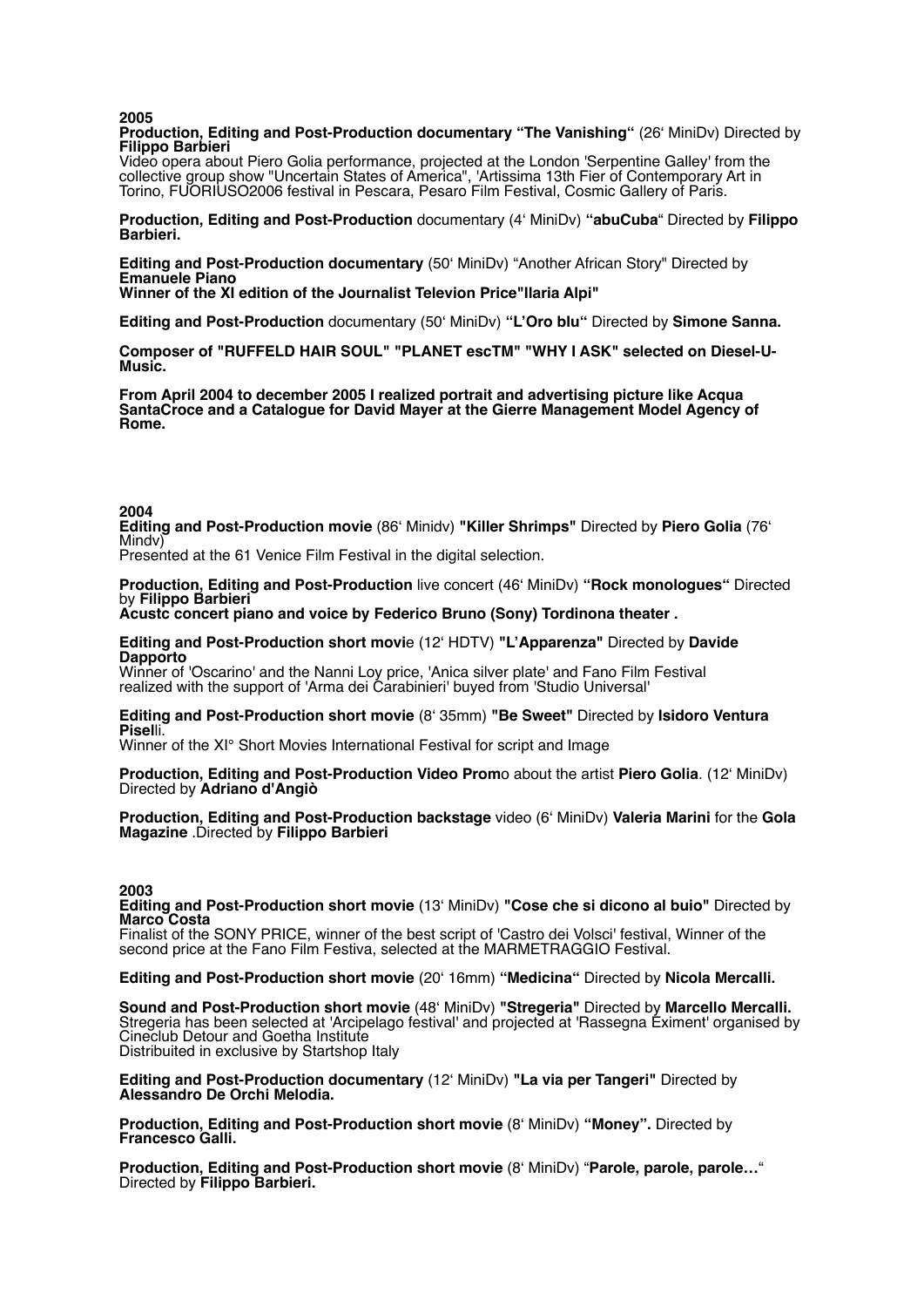**2005**

**Production, Editing and Post-Production documentary "The Vanishing"** (26' MiniDv) Directed by **Filippo Barbieri**
Video opera about Piero Golia performance, projected at the London 'Serpentine Galley' from the collective group show "Uncertain States of America", 'Artissima 13th Fier of Contemporary Art in Torino, FUORIUSO2006 festival in Pescara, Pesaro Film Festival, Cosmic Gallery of Paris.

**Production, Editing and Post-Production** documentary (4' MiniDv) **"abuCuba"** Directed by **Filippo Barbieri.**

**Editing and Post-Production documentary** (50' MiniDv) "Another African Story" Directed by **Emanuele Piano**
**Winner of the XI edition of the Journalist Televion Price"Ilaria Alpi"**

**Editing and Post-Production** documentary (50' MiniDv) **"L'Oro blu"** Directed by **Simone Sanna.**

**Composer of "RUFFELD HAIR SOUL" "PLANET escTM" "WHY I ASK" selected on Diesel-U-Music.**

**From April 2004 to december 2005 I realized portrait and advertising picture like Acqua SantaCroce and a Catalogue for David Mayer at the Gierre Management Model Agency of Rome.**

**2004**

**Editing and Post-Production movie** (86' Minidv) **"Killer Shrimps"** Directed by **Piero Golia** (76' Mindv)
Presented at the 61 Venice Film Festival in the digital selection.

**Production, Editing and Post-Production** live concert (46' MiniDv) **"Rock monologues"** Directed by **Filippo Barbieri**
**Acustc concert piano and voice by Federico Bruno (Sony) Tordinona theater .**

**Editing and Post-Production short movie** (12' HDTV) **"L'Apparenza"** Directed by **Davide Dapporto**
Winner of 'Oscarino' and the Nanni Loy price, 'Anica silver plate' and Fano Film Festival realized with the support of 'Arma dei Carabinieri' buyed from 'Studio Universal'

**Editing and Post-Production short movie** (8' 35mm) **"Be Sweet"** Directed by **Isidoro Ventura Pisel**li.
Winner of the XI° Short Movies International Festival for script and Image

**Production, Editing and Post-Production Video Prom**o about the artist **Piero Golia**. (12' MiniDv) Directed by **Adriano d'Angiò**

**Production, Editing and Post-Production backstage** video (6' MiniDv) **Valeria Marini** for the **Gola Magazine** .Directed by **Filippo Barbieri**

**2003**

**Editing and Post-Production short movie** (13' MiniDv) **"Cose che si dicono al buio"** Directed by **Marco Costa**
Finalist of the SONY PRICE, winner of the best script of 'Castro dei Volsci' festival, Winner of the second price at the Fano Film Festiva, selected at the MARMETRAGGIO Festival.

**Editing and Post-Production short movie** (20' 16mm) **"Medicina"** Directed by **Nicola Mercalli.**

**Sound and Post-Production short movie** (48' MiniDv) **"Stregeria"** Directed by **Marcello Mercalli.**
Stregeria has been selected at 'Arcipelago festival' and projected at 'Rassegna Eximent' organised by Cineclub Detour and Goetha Institute
Distribuited in exclusive by Startshop Italy

**Editing and Post-Production documentary** (12' MiniDv) **"La via per Tangeri"** Directed by **Alessandro De Orchi Melodia.**

**Production, Editing and Post-Production short movie** (8' MiniDv) **"Money".** Directed by **Francesco Galli.**

**Production, Editing and Post-Production short movie** (8' MiniDv) "**Parole, parole, parole…**" Directed by **Filippo Barbieri.**